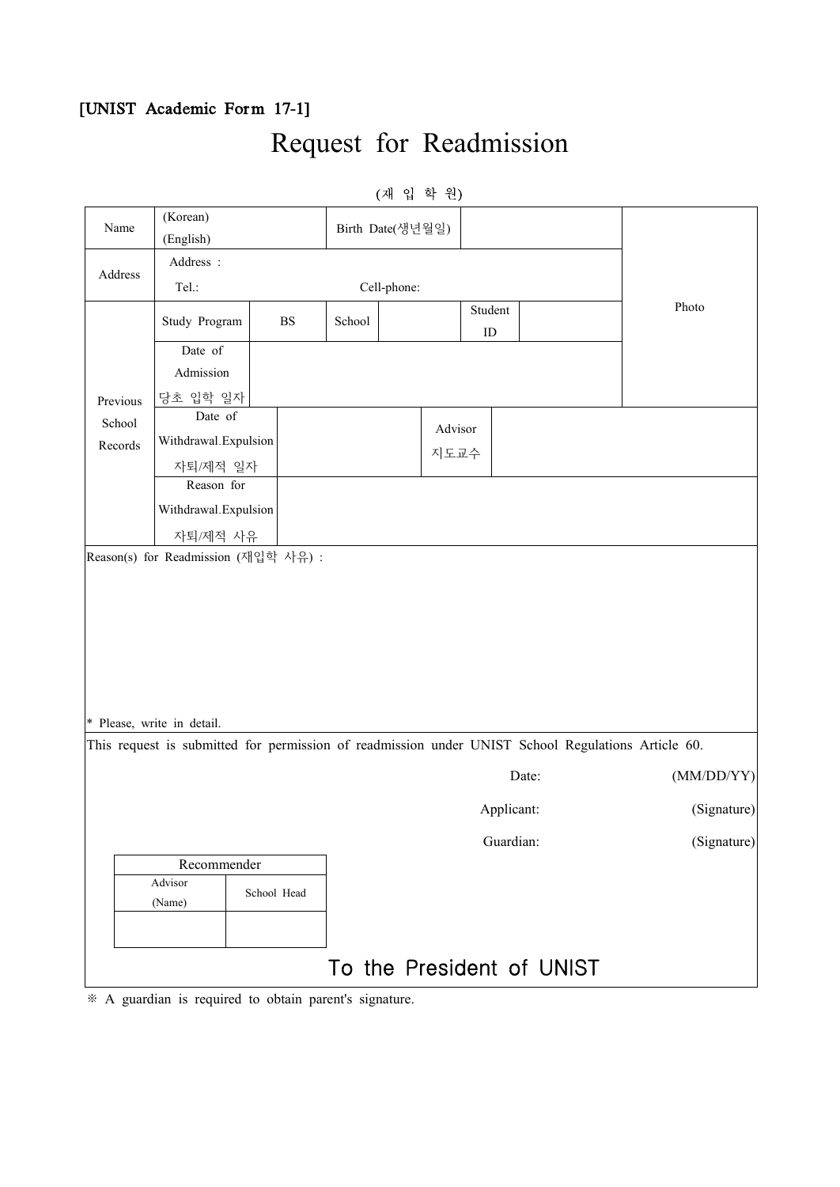[UNIST Academic Form 17-1]

# Request for Readmission

(재 입 학 원)

| Name | (Korean)<br>(English) | | Birth Date(생년월일) | | | | Photo |
|---|---|---|---|---|---|---|---|
| Address | Address :<br>Tel.: Cell-phone: | | | | | | |
| Previous School Records | Study Program | BS | School | | Student ID | | |
| | Date of Admission<br>당초 입학 일자 | | | | | | |
| | Date of Withdrawal.Expulsion<br>자퇴/제적 일자 | | | Advisor<br>지도교수 | | | |
| | Reason for Withdrawal.Expulsion<br>자퇴/제적 사유 | | | | | | |

Reason(s) for Readmission (재입학 사유) :

* Please, write in detail.

This request is submitted for permission of readmission under UNIST School Regulations Article 60.

Date: (MM/DD/YY)

Applicant: (Signature)

Guardian: (Signature)

| Recommender | |
|---|---|
| Advisor (Name) | School Head |
| | |

To the President of UNIST

※ A guardian is required to obtain parent's signature.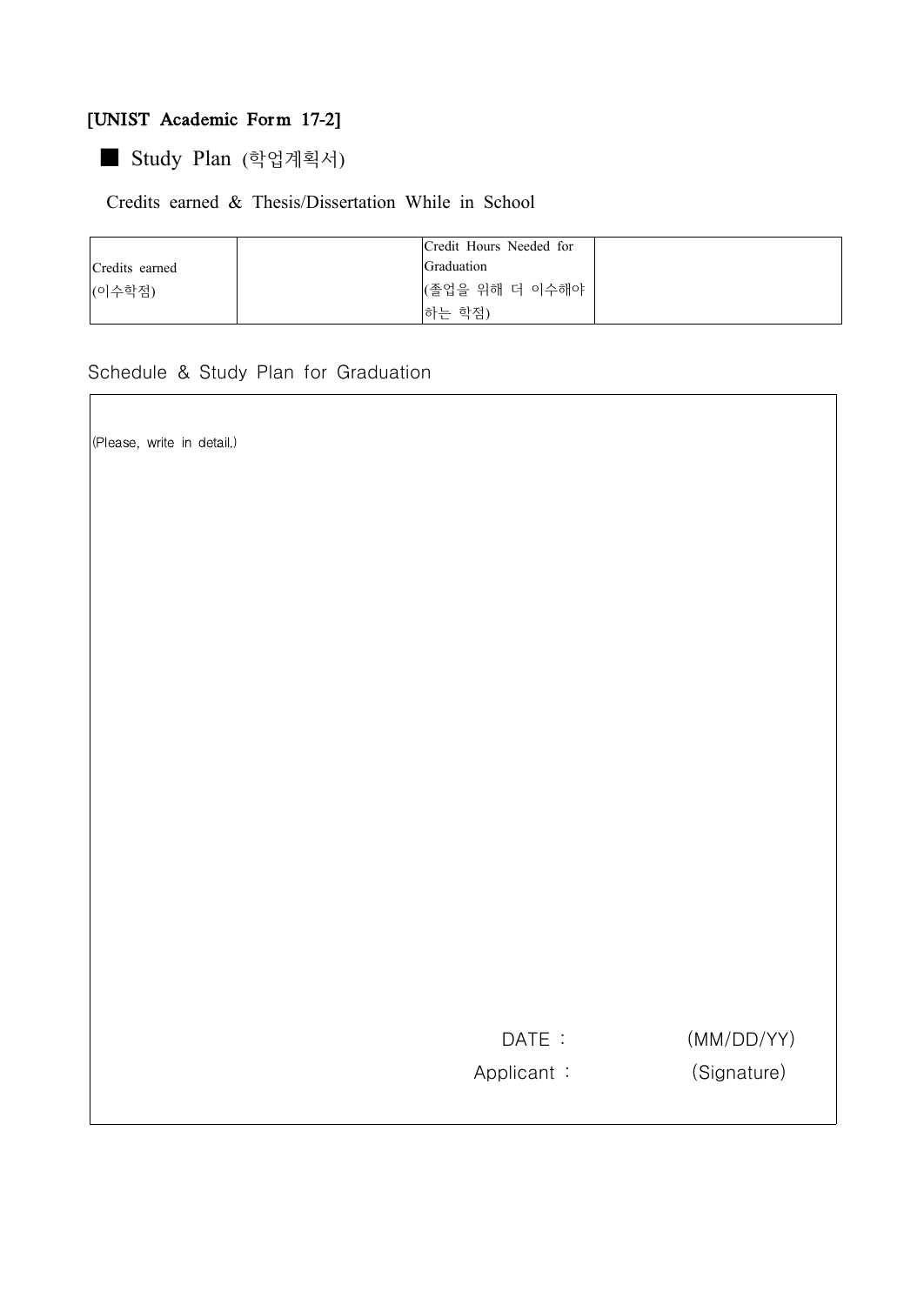**[UNIST Academic Form 17-2]**

## ■ Study Plan (학업계획서)

Credits earned & Thesis/Dissertation While in School

| Credits earned (이수학점) | | Credit Hours Needed for Graduation (졸업을 위해 더 이수해야 하는 학점) | |
|---|---|---|---|

Schedule & Study Plan for Graduation

(Please, write in detail.)

DATE : (MM/DD/YY)

Applicant : (Signature)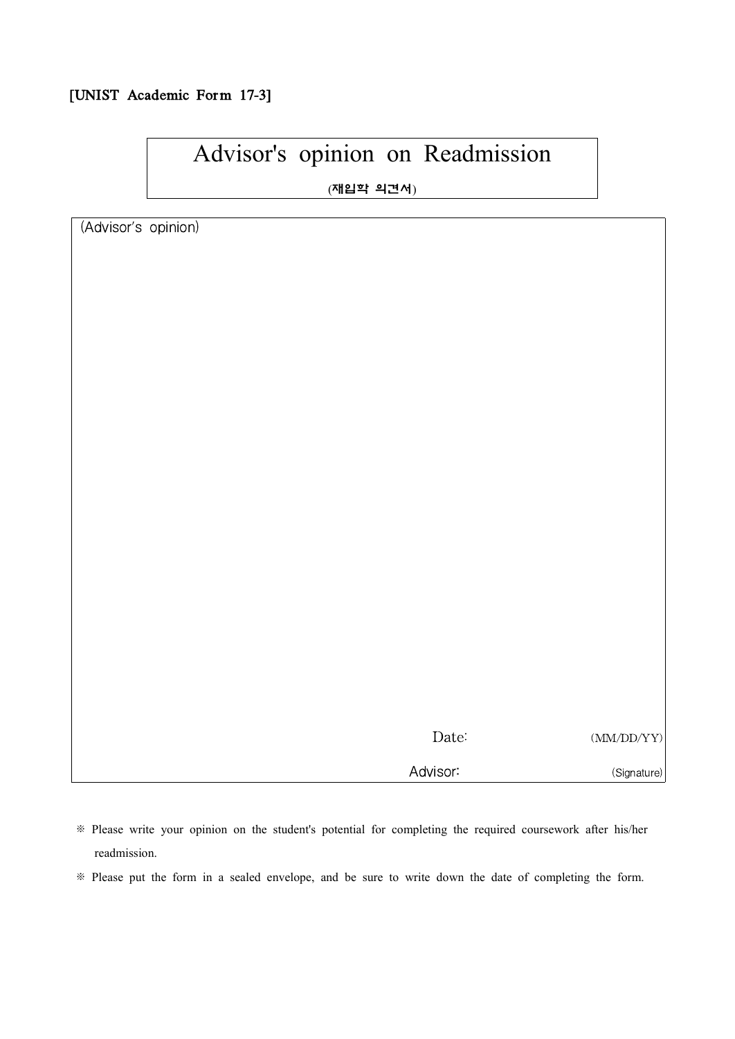[UNIST Academic Form 17-3]

# Advisor's opinion on Readmission

(재입학 의견서)

| (Advisor's opinion) |
|---|
| |
| Date: (MM/DD/YY) |
| Advisor: (Signature) |

※ Please write your opinion on the student's potential for completing the required coursework after his/her readmission.

※ Please put the form in a sealed envelope, and be sure to write down the date of completing the form.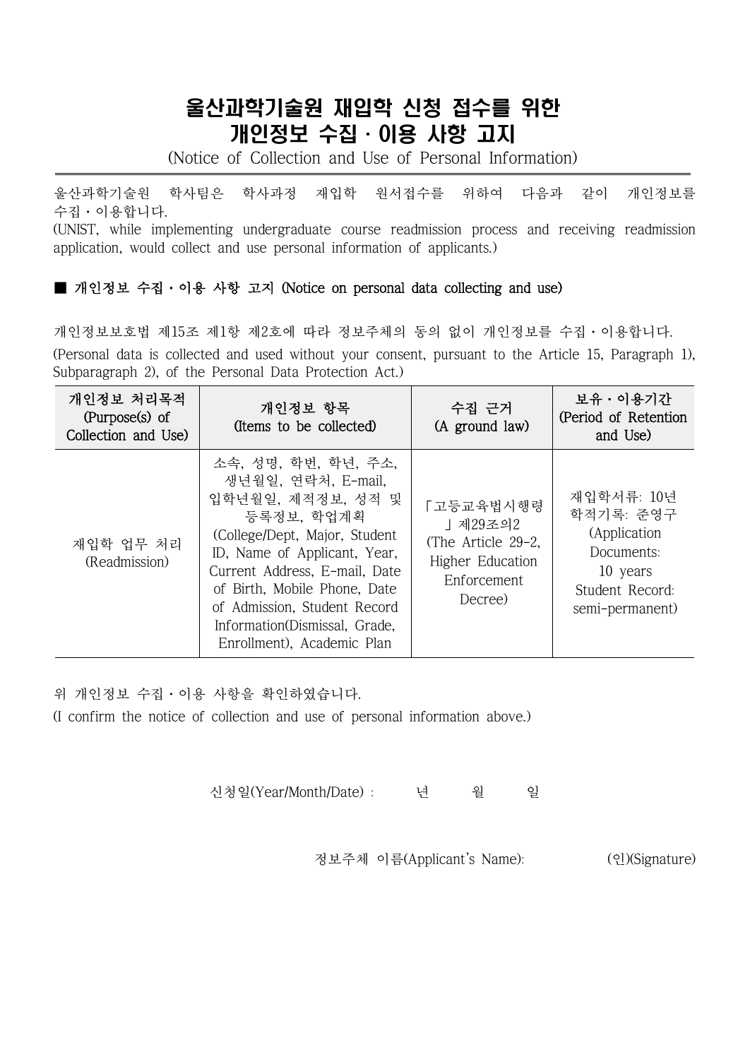# 울산과학기술원 재입학 신청 접수를 위한 개인정보 수집 · 이용 사항 고지

(Notice of Collection and Use of Personal Information)

울산과학기술원 학사팀은 학사과정 재입학 원서접수를 위하여 다음과 같이 개인정보를 수집・이용합니다.
(UNIST, while implementing undergraduate course readmission process and receiving readmission application, would collect and use personal information of applicants.)

### ■ 개인정보 수집・이용 사항 고지 (Notice on personal data collecting and use)

개인정보보호법 제15조 제1항 제2호에 따라 정보주체의 동의 없이 개인정보를 수집・이용합니다.
(Personal data is collected and used without your consent, pursuant to the Article 15, Paragraph 1), Subparagraph 2), of the Personal Data Protection Act.)

| 개인정보 처리목적 (Purpose(s) of Collection and Use) | 개인정보 항목 (Items to be collected) | 수집 근거 (A ground law) | 보유・이용기간 (Period of Retention and Use) |
|---|---|---|---|
| 재입학 업무 처리 (Readmission) | 소속, 성명, 학번, 학년, 주소, 생년월일, 연락처, E-mail, 입학년월일, 제적정보, 성적 및 등록정보, 학업계획 (College/Dept, Major, Student ID, Name of Applicant, Year, Current Address, E-mail, Date of Birth, Mobile Phone, Date of Admission, Student Record Information(Dismissal, Grade, Enrollment), Academic Plan | 「고등교육법시행령」제29조의2 (The Article 29-2, Higher Education Enforcement Decree) | 재입학서류: 10년 학적기록: 준영구 (Application Documents: 10 years Student Record: semi-permanent) |

위 개인정보 수집・이용 사항을 확인하였습니다.
(I confirm the notice of collection and use of personal information above.)

신청일(Year/Month/Date) : 년 월 일

정보주체 이름(Applicant's Name): (인)(Signature)